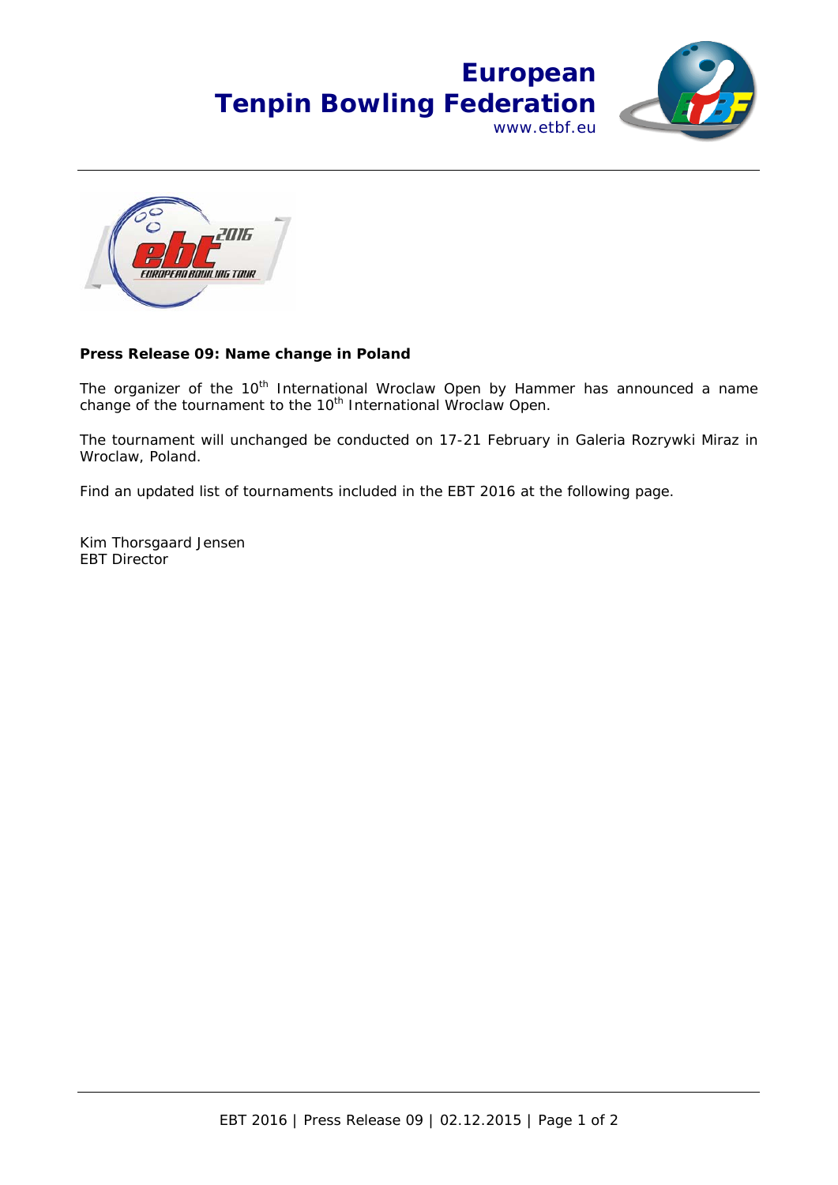**European Tenpin Bowling Federation**
www.etbf.eu

**Press Release 09: Name change in Poland**

The organizer of the 10th International Wroclaw Open by Hammer has announced a name change of the tournament to the 10th International Wroclaw Open.

The tournament will unchanged be conducted on 17-21 February in Galeria Rozrywki Miraz in Wroclaw, Poland.

Find an updated list of tournaments included in the EBT 2016 at the following page.

Kim Thorsgaard Jensen
EBT Director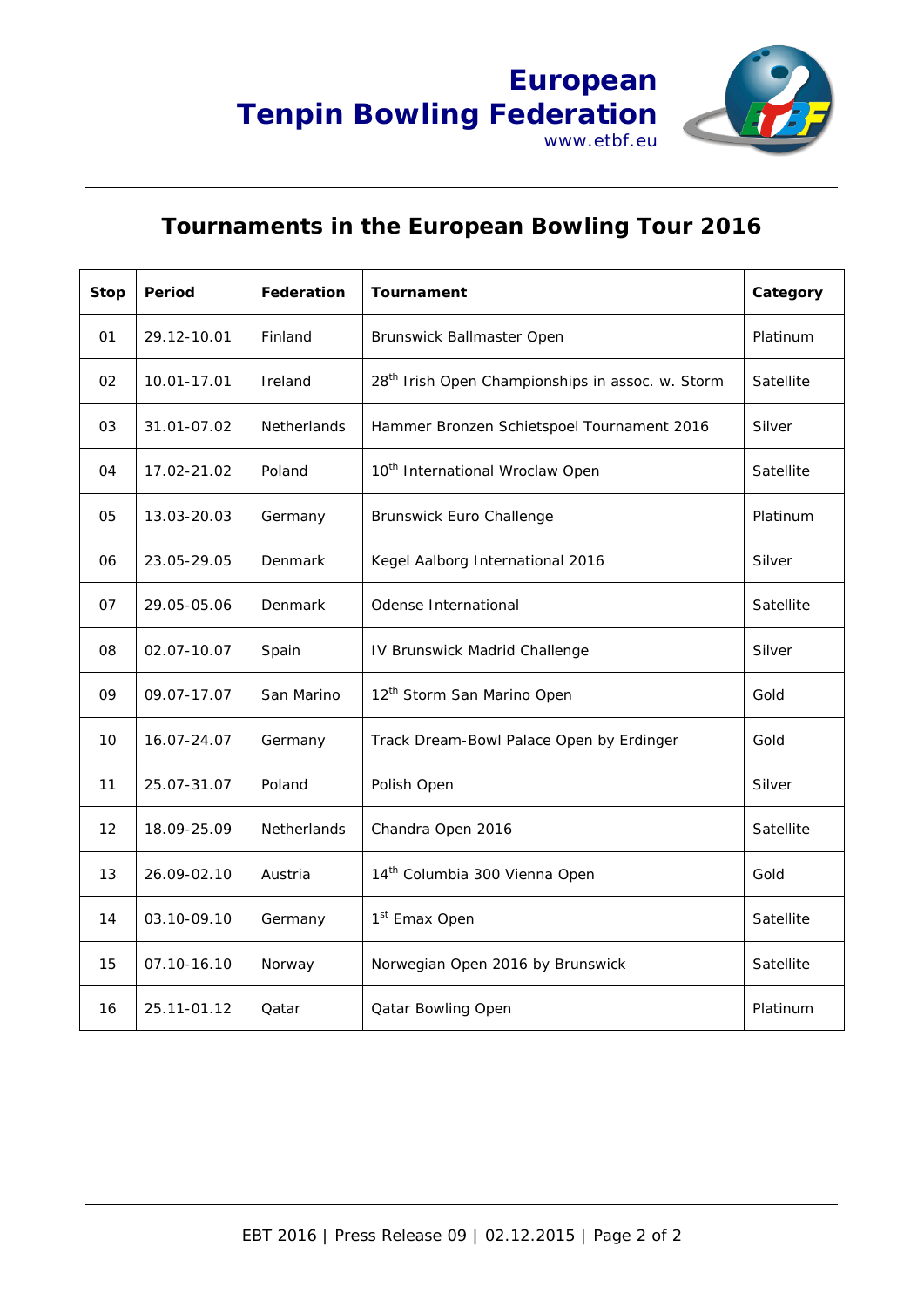European
Tenpin Bowling Federation
www.etbf.eu

## Tournaments in the European Bowling Tour 2016

| Stop | Period | Federation | Tournament | Category |
|---|---|---|---|---|
| 01 | 29.12-10.01 | Finland | Brunswick Ballmaster Open | Platinum |
| 02 | 10.01-17.01 | Ireland | 28th Irish Open Championships in assoc. w. Storm | Satellite |
| 03 | 31.01-07.02 | Netherlands | Hammer Bronzen Schietspoel Tournament 2016 | Silver |
| 04 | 17.02-21.02 | Poland | 10th International Wroclaw Open | Satellite |
| 05 | 13.03-20.03 | Germany | Brunswick Euro Challenge | Platinum |
| 06 | 23.05-29.05 | Denmark | Kegel Aalborg International 2016 | Silver |
| 07 | 29.05-05.06 | Denmark | Odense International | Satellite |
| 08 | 02.07-10.07 | Spain | IV Brunswick Madrid Challenge | Silver |
| 09 | 09.07-17.07 | San Marino | 12th Storm San Marino Open | Gold |
| 10 | 16.07-24.07 | Germany | Track Dream-Bowl Palace Open by Erdinger | Gold |
| 11 | 25.07-31.07 | Poland | Polish Open | Silver |
| 12 | 18.09-25.09 | Netherlands | Chandra Open 2016 | Satellite |
| 13 | 26.09-02.10 | Austria | 14th Columbia 300 Vienna Open | Gold |
| 14 | 03.10-09.10 | Germany | 1st Emax Open | Satellite |
| 15 | 07.10-16.10 | Norway | Norwegian Open 2016 by Brunswick | Satellite |
| 16 | 25.11-01.12 | Qatar | Qatar Bowling Open | Platinum |